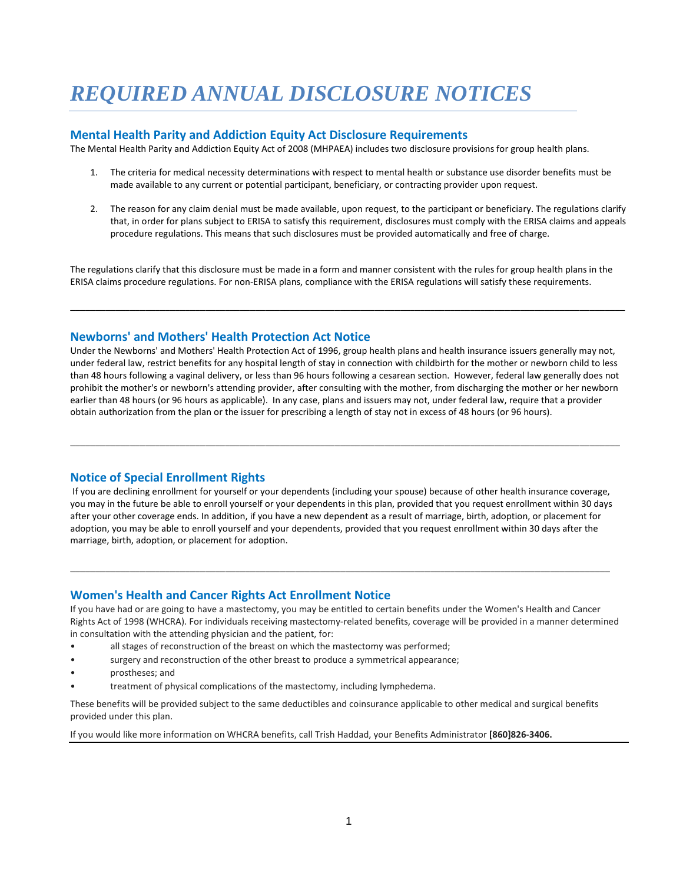# *REQUIRED ANNUAL DISCLOSURE NOTICES*

## Mental Health Parity and Addiction Equity Act Disclosure Requirements

The Mental Health Parity and Addiction Equity Act of 2008 (MHPAEA) includes two disclosure provisions for group health plans.

1. The criteria for medical necessity determinations with respect to mental health or substance use disorder benefits must be made available to any current or potential participant, beneficiary, or contracting provider upon request.

2. The reason for any claim denial must be made available, upon request, to the participant or beneficiary. The regulations clarify that, in order for plans subject to ERISA to satisfy this requirement, disclosures must comply with the ERISA claims and appeals procedure regulations. This means that such disclosures must be provided automatically and free of charge.

The regulations clarify that this disclosure must be made in a form and manner consistent with the rules for group health plans in the ERISA claims procedure regulations. For non-ERISA plans, compliance with the ERISA regulations will satisfy these requirements.

---

## Newborns' and Mothers' Health Protection Act Notice

Under the Newborns' and Mothers' Health Protection Act of 1996, group health plans and health insurance issuers generally may not, under federal law, restrict benefits for any hospital length of stay in connection with childbirth for the mother or newborn child to less than 48 hours following a vaginal delivery, or less than 96 hours following a cesarean section. However, federal law generally does not prohibit the mother's or newborn's attending provider, after consulting with the mother, from discharging the mother or her newborn earlier than 48 hours (or 96 hours as applicable). In any case, plans and issuers may not, under federal law, require that a provider obtain authorization from the plan or the issuer for prescribing a length of stay not in excess of 48 hours (or 96 hours).

---

## Notice of Special Enrollment Rights

If you are declining enrollment for yourself or your dependents (including your spouse) because of other health insurance coverage, you may in the future be able to enroll yourself or your dependents in this plan, provided that you request enrollment within 30 days after your other coverage ends. In addition, if you have a new dependent as a result of marriage, birth, adoption, or placement for adoption, you may be able to enroll yourself and your dependents, provided that you request enrollment within 30 days after the marriage, birth, adoption, or placement for adoption.

---

## Women's Health and Cancer Rights Act Enrollment Notice

If you have had or are going to have a mastectomy, you may be entitled to certain benefits under the Women's Health and Cancer Rights Act of 1998 (WHCRA). For individuals receiving mastectomy-related benefits, coverage will be provided in a manner determined in consultation with the attending physician and the patient, for:

- all stages of reconstruction of the breast on which the mastectomy was performed;
- surgery and reconstruction of the other breast to produce a symmetrical appearance;
- prostheses; and
- treatment of physical complications of the mastectomy, including lymphedema.

These benefits will be provided subject to the same deductibles and coinsurance applicable to other medical and surgical benefits provided under this plan.

If you would like more information on WHCRA benefits, call Trish Haddad, your Benefits Administrator **[860]826-3406.**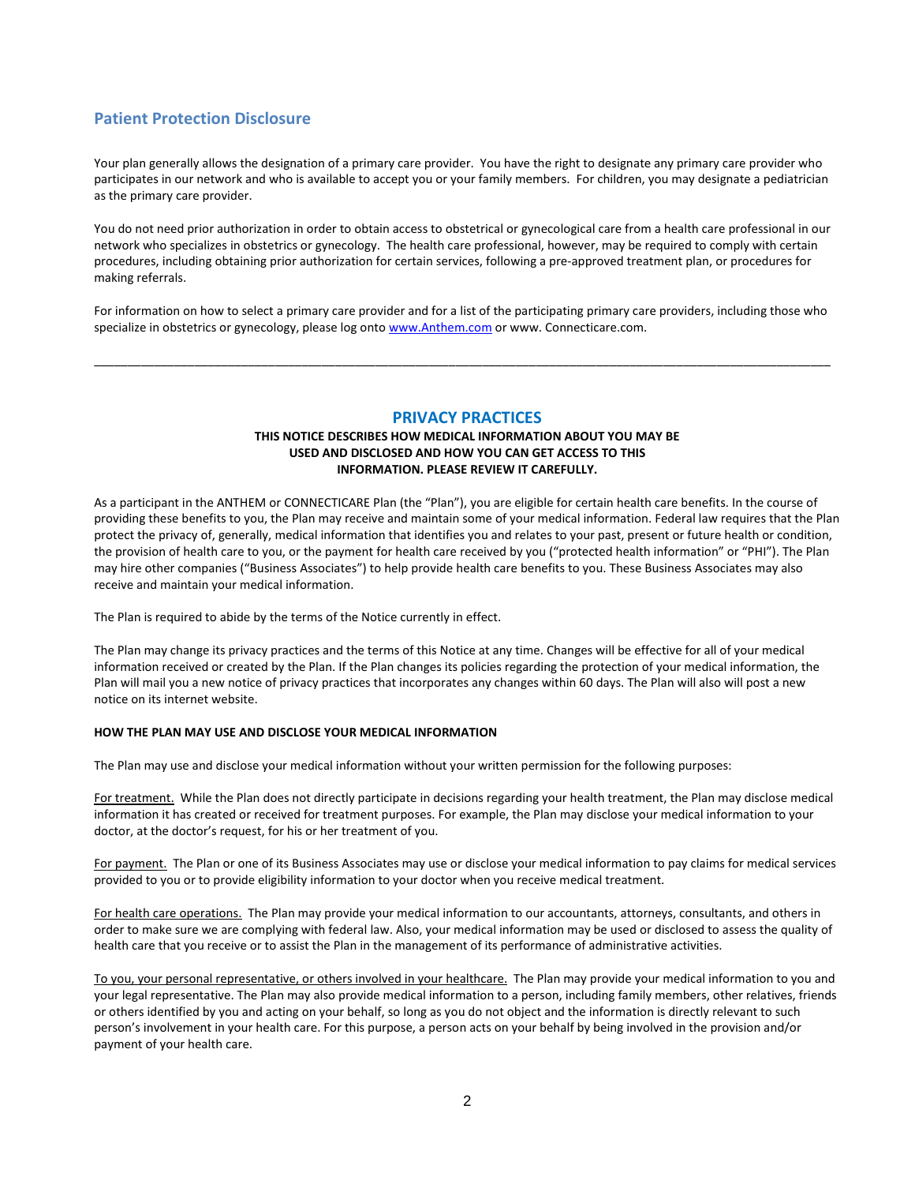## Patient Protection Disclosure

Your plan generally allows the designation of a primary care provider. You have the right to designate any primary care provider who participates in our network and who is available to accept you or your family members. For children, you may designate a pediatrician as the primary care provider.

You do not need prior authorization in order to obtain access to obstetrical or gynecological care from a health care professional in our network who specializes in obstetrics or gynecology. The health care professional, however, may be required to comply with certain procedures, including obtaining prior authorization for certain services, following a pre-approved treatment plan, or procedures for making referrals.

For information on how to select a primary care provider and for a list of the participating primary care providers, including those who specialize in obstetrics or gynecology, please log onto www.Anthem.com or www. Connecticare.com.

---

## PRIVACY PRACTICES

**THIS NOTICE DESCRIBES HOW MEDICAL INFORMATION ABOUT YOU MAY BE USED AND DISCLOSED AND HOW YOU CAN GET ACCESS TO THIS INFORMATION. PLEASE REVIEW IT CAREFULLY.**

As a participant in the ANTHEM or CONNECTICARE Plan (the "Plan"), you are eligible for certain health care benefits. In the course of providing these benefits to you, the Plan may receive and maintain some of your medical information. Federal law requires that the Plan protect the privacy of, generally, medical information that identifies you and relates to your past, present or future health or condition, the provision of health care to you, or the payment for health care received by you ("protected health information" or "PHI"). The Plan may hire other companies ("Business Associates") to help provide health care benefits to you. These Business Associates may also receive and maintain your medical information.

The Plan is required to abide by the terms of the Notice currently in effect.

The Plan may change its privacy practices and the terms of this Notice at any time. Changes will be effective for all of your medical information received or created by the Plan. If the Plan changes its policies regarding the protection of your medical information, the Plan will mail you a new notice of privacy practices that incorporates any changes within 60 days. The Plan will also will post a new notice on its internet website.

**HOW THE PLAN MAY USE AND DISCLOSE YOUR MEDICAL INFORMATION**

The Plan may use and disclose your medical information without your written permission for the following purposes:

For treatment. While the Plan does not directly participate in decisions regarding your health treatment, the Plan may disclose medical information it has created or received for treatment purposes. For example, the Plan may disclose your medical information to your doctor, at the doctor's request, for his or her treatment of you.

For payment. The Plan or one of its Business Associates may use or disclose your medical information to pay claims for medical services provided to you or to provide eligibility information to your doctor when you receive medical treatment.

For health care operations. The Plan may provide your medical information to our accountants, attorneys, consultants, and others in order to make sure we are complying with federal law. Also, your medical information may be used or disclosed to assess the quality of health care that you receive or to assist the Plan in the management of its performance of administrative activities.

To you, your personal representative, or others involved in your healthcare. The Plan may provide your medical information to you and your legal representative. The Plan may also provide medical information to a person, including family members, other relatives, friends or others identified by you and acting on your behalf, so long as you do not object and the information is directly relevant to such person's involvement in your health care. For this purpose, a person acts on your behalf by being involved in the provision and/or payment of your health care.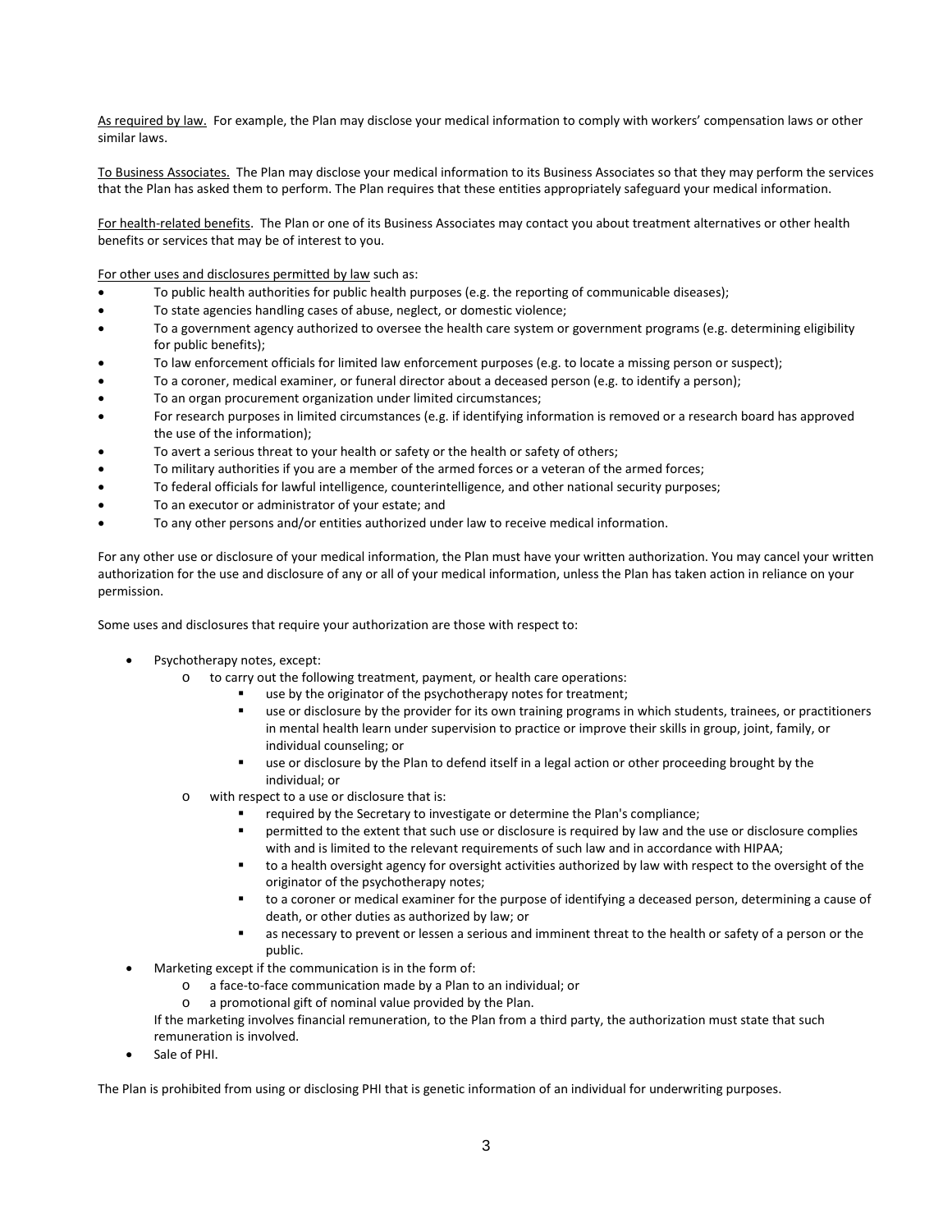As required by law. For example, the Plan may disclose your medical information to comply with workers' compensation laws or other similar laws.

To Business Associates. The Plan may disclose your medical information to its Business Associates so that they may perform the services that the Plan has asked them to perform. The Plan requires that these entities appropriately safeguard your medical information.

For health-related benefits. The Plan or one of its Business Associates may contact you about treatment alternatives or other health benefits or services that may be of interest to you.

For other uses and disclosures permitted by law such as:

- To public health authorities for public health purposes (e.g. the reporting of communicable diseases);
- To state agencies handling cases of abuse, neglect, or domestic violence;
- To a government agency authorized to oversee the health care system or government programs (e.g. determining eligibility for public benefits);
- To law enforcement officials for limited law enforcement purposes (e.g. to locate a missing person or suspect);
- To a coroner, medical examiner, or funeral director about a deceased person (e.g. to identify a person);
- To an organ procurement organization under limited circumstances;
- For research purposes in limited circumstances (e.g. if identifying information is removed or a research board has approved the use of the information);
- To avert a serious threat to your health or safety or the health or safety of others;
- To military authorities if you are a member of the armed forces or a veteran of the armed forces;
- To federal officials for lawful intelligence, counterintelligence, and other national security purposes;
- To an executor or administrator of your estate; and
- To any other persons and/or entities authorized under law to receive medical information.

For any other use or disclosure of your medical information, the Plan must have your written authorization. You may cancel your written authorization for the use and disclosure of any or all of your medical information, unless the Plan has taken action in reliance on your permission.

Some uses and disclosures that require your authorization are those with respect to:

- Psychotherapy notes, except:
  - to carry out the following treatment, payment, or health care operations:
    - use by the originator of the psychotherapy notes for treatment;
    - use or disclosure by the provider for its own training programs in which students, trainees, or practitioners in mental health learn under supervision to practice or improve their skills in group, joint, family, or individual counseling; or
    - use or disclosure by the Plan to defend itself in a legal action or other proceeding brought by the individual; or
  - with respect to a use or disclosure that is:
    - required by the Secretary to investigate or determine the Plan's compliance;
    - permitted to the extent that such use or disclosure is required by law and the use or disclosure complies with and is limited to the relevant requirements of such law and in accordance with HIPAA;
    - to a health oversight agency for oversight activities authorized by law with respect to the oversight of the originator of the psychotherapy notes;
    - to a coroner or medical examiner for the purpose of identifying a deceased person, determining a cause of death, or other duties as authorized by law; or
    - as necessary to prevent or lessen a serious and imminent threat to the health or safety of a person or the public.
- Marketing except if the communication is in the form of:
  - a face-to-face communication made by a Plan to an individual; or
  - a promotional gift of nominal value provided by the Plan.

  If the marketing involves financial remuneration, to the Plan from a third party, the authorization must state that such remuneration is involved.
- Sale of PHI.

The Plan is prohibited from using or disclosing PHI that is genetic information of an individual for underwriting purposes.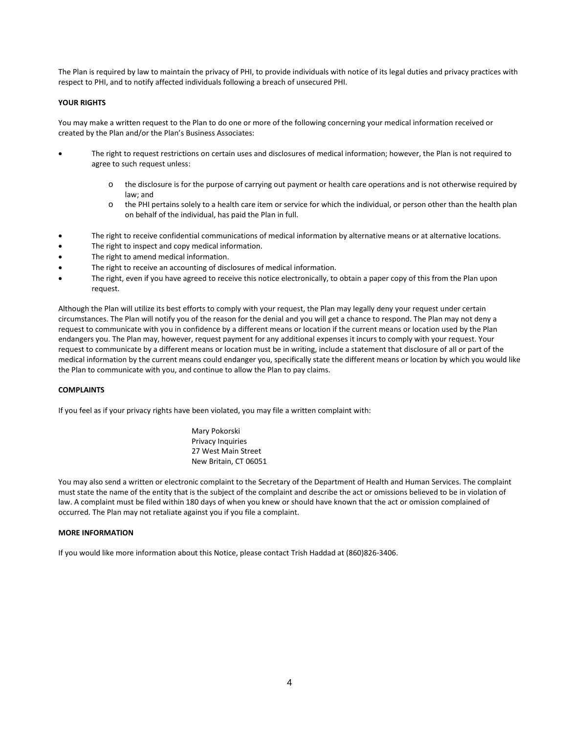The Plan is required by law to maintain the privacy of PHI, to provide individuals with notice of its legal duties and privacy practices with respect to PHI, and to notify affected individuals following a breach of unsecured PHI.

**YOUR RIGHTS**

You may make a written request to the Plan to do one or more of the following concerning your medical information received or created by the Plan and/or the Plan's Business Associates:

- The right to request restrictions on certain uses and disclosures of medical information; however, the Plan is not required to agree to such request unless:
    - the disclosure is for the purpose of carrying out payment or health care operations and is not otherwise required by law; and
    - the PHI pertains solely to a health care item or service for which the individual, or person other than the health plan on behalf of the individual, has paid the Plan in full.
- The right to receive confidential communications of medical information by alternative means or at alternative locations.
- The right to inspect and copy medical information.
- The right to amend medical information.
- The right to receive an accounting of disclosures of medical information.
- The right, even if you have agreed to receive this notice electronically, to obtain a paper copy of this from the Plan upon request.

Although the Plan will utilize its best efforts to comply with your request, the Plan may legally deny your request under certain circumstances. The Plan will notify you of the reason for the denial and you will get a chance to respond. The Plan may not deny a request to communicate with you in confidence by a different means or location if the current means or location used by the Plan endangers you. The Plan may, however, request payment for any additional expenses it incurs to comply with your request. Your request to communicate by a different means or location must be in writing, include a statement that disclosure of all or part of the medical information by the current means could endanger you, specifically state the different means or location by which you would like the Plan to communicate with you, and continue to allow the Plan to pay claims.

**COMPLAINTS**

If you feel as if your privacy rights have been violated, you may file a written complaint with:

Mary Pokorski
Privacy Inquiries
27 West Main Street
New Britain, CT 06051

You may also send a written or electronic complaint to the Secretary of the Department of Health and Human Services. The complaint must state the name of the entity that is the subject of the complaint and describe the act or omissions believed to be in violation of law. A complaint must be filed within 180 days of when you knew or should have known that the act or omission complained of occurred. The Plan may not retaliate against you if you file a complaint.

**MORE INFORMATION**

If you would like more information about this Notice, please contact Trish Haddad at (860)826-3406.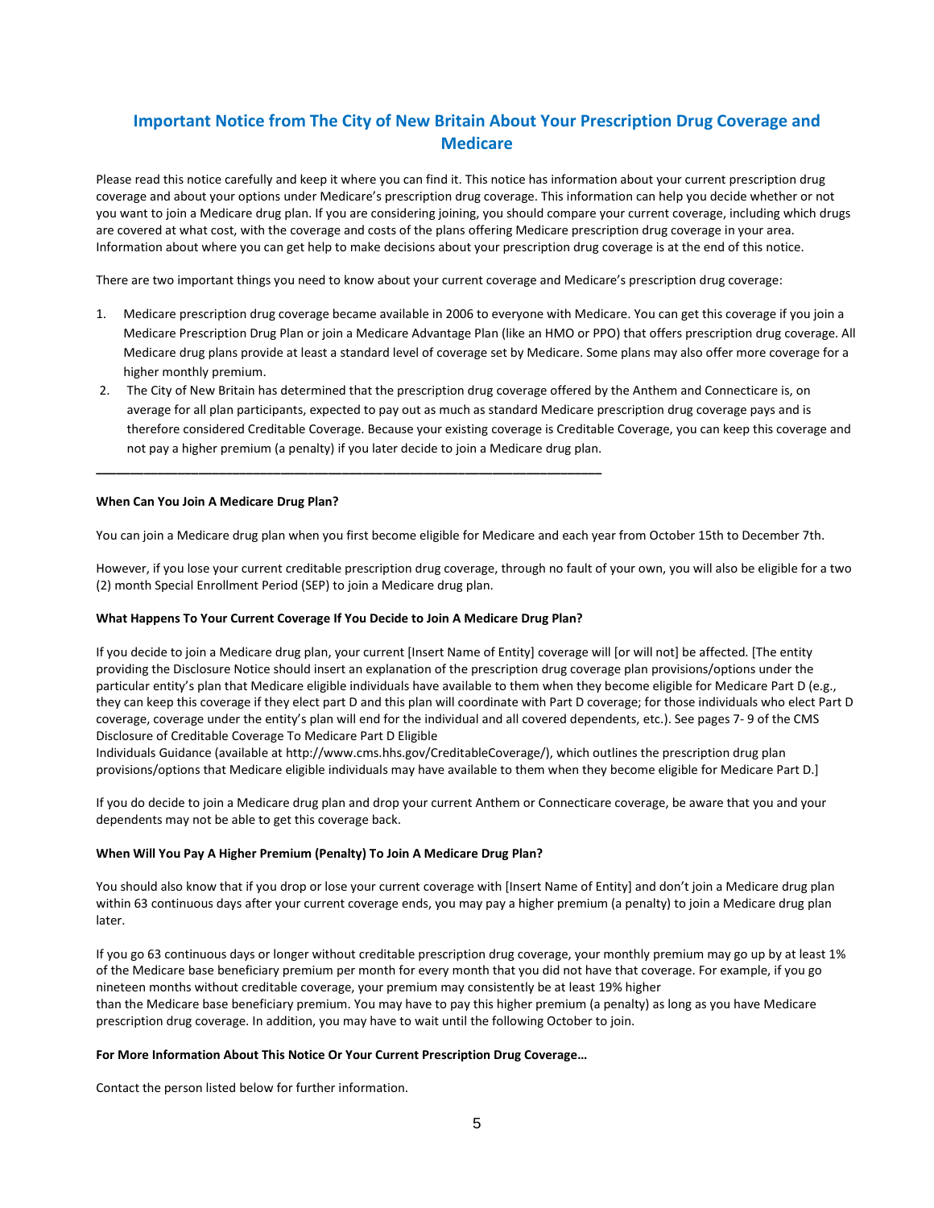## Important Notice from The City of New Britain About Your Prescription Drug Coverage and Medicare

Please read this notice carefully and keep it where you can find it. This notice has information about your current prescription drug coverage and about your options under Medicare's prescription drug coverage. This information can help you decide whether or not you want to join a Medicare drug plan. If you are considering joining, you should compare your current coverage, including which drugs are covered at what cost, with the coverage and costs of the plans offering Medicare prescription drug coverage in your area. Information about where you can get help to make decisions about your prescription drug coverage is at the end of this notice.

There are two important things you need to know about your current coverage and Medicare's prescription drug coverage:

1. Medicare prescription drug coverage became available in 2006 to everyone with Medicare. You can get this coverage if you join a Medicare Prescription Drug Plan or join a Medicare Advantage Plan (like an HMO or PPO) that offers prescription drug coverage. All Medicare drug plans provide at least a standard level of coverage set by Medicare. Some plans may also offer more coverage for a higher monthly premium.
2. The City of New Britain has determined that the prescription drug coverage offered by the Anthem and Connecticare is, on average for all plan participants, expected to pay out as much as standard Medicare prescription drug coverage pays and is therefore considered Creditable Coverage. Because your existing coverage is Creditable Coverage, you can keep this coverage and not pay a higher premium (a penalty) if you later decide to join a Medicare drug plan.

---

**When Can You Join A Medicare Drug Plan?**

You can join a Medicare drug plan when you first become eligible for Medicare and each year from October 15th to December 7th.

However, if you lose your current creditable prescription drug coverage, through no fault of your own, you will also be eligible for a two (2) month Special Enrollment Period (SEP) to join a Medicare drug plan.

**What Happens To Your Current Coverage If You Decide to Join A Medicare Drug Plan?**

If you decide to join a Medicare drug plan, your current [Insert Name of Entity] coverage will [or will not] be affected. [The entity providing the Disclosure Notice should insert an explanation of the prescription drug coverage plan provisions/options under the particular entity's plan that Medicare eligible individuals have available to them when they become eligible for Medicare Part D (e.g., they can keep this coverage if they elect part D and this plan will coordinate with Part D coverage; for those individuals who elect Part D coverage, coverage under the entity's plan will end for the individual and all covered dependents, etc.). See pages 7- 9 of the CMS Disclosure of Creditable Coverage To Medicare Part D Eligible Individuals Guidance (available at http://www.cms.hhs.gov/CreditableCoverage/), which outlines the prescription drug plan provisions/options that Medicare eligible individuals may have available to them when they become eligible for Medicare Part D.]

If you do decide to join a Medicare drug plan and drop your current Anthem or Connecticare coverage, be aware that you and your dependents may not be able to get this coverage back.

**When Will You Pay A Higher Premium (Penalty) To Join A Medicare Drug Plan?**

You should also know that if you drop or lose your current coverage with [Insert Name of Entity] and don't join a Medicare drug plan within 63 continuous days after your current coverage ends, you may pay a higher premium (a penalty) to join a Medicare drug plan later.

If you go 63 continuous days or longer without creditable prescription drug coverage, your monthly premium may go up by at least 1% of the Medicare base beneficiary premium per month for every month that you did not have that coverage. For example, if you go nineteen months without creditable coverage, your premium may consistently be at least 19% higher than the Medicare base beneficiary premium. You may have to pay this higher premium (a penalty) as long as you have Medicare prescription drug coverage. In addition, you may have to wait until the following October to join.

**For More Information About This Notice Or Your Current Prescription Drug Coverage…**

Contact the person listed below for further information.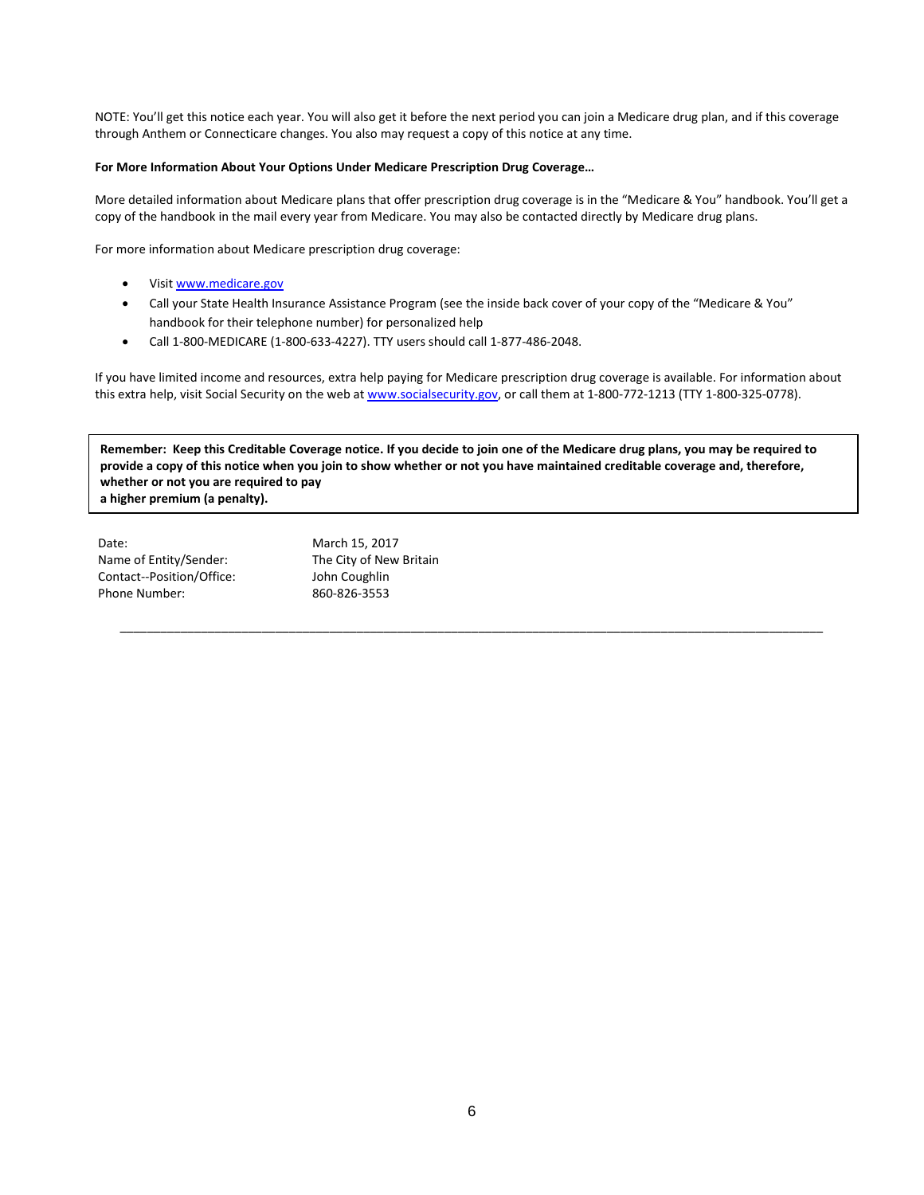NOTE: You'll get this notice each year. You will also get it before the next period you can join a Medicare drug plan, and if this coverage through Anthem or Connecticare changes. You also may request a copy of this notice at any time.

**For More Information About Your Options Under Medicare Prescription Drug Coverage…**

More detailed information about Medicare plans that offer prescription drug coverage is in the "Medicare & You" handbook. You'll get a copy of the handbook in the mail every year from Medicare. You may also be contacted directly by Medicare drug plans.

For more information about Medicare prescription drug coverage:

- Visit www.medicare.gov
- Call your State Health Insurance Assistance Program (see the inside back cover of your copy of the "Medicare & You" handbook for their telephone number) for personalized help
- Call 1-800-MEDICARE (1-800-633-4227). TTY users should call 1-877-486-2048.

If you have limited income and resources, extra help paying for Medicare prescription drug coverage is available. For information about this extra help, visit Social Security on the web at www.socialsecurity.gov, or call them at 1-800-772-1213 (TTY 1-800-325-0778).

**Remember: Keep this Creditable Coverage notice. If you decide to join one of the Medicare drug plans, you may be required to provide a copy of this notice when you join to show whether or not you have maintained creditable coverage and, therefore, whether or not you are required to pay a higher premium (a penalty).**

| | |
|---|---|
| Date: | March 15, 2017 |
| Name of Entity/Sender: | The City of New Britain |
| Contact--Position/Office: | John Coughlin |
| Phone Number: | 860-826-3553 |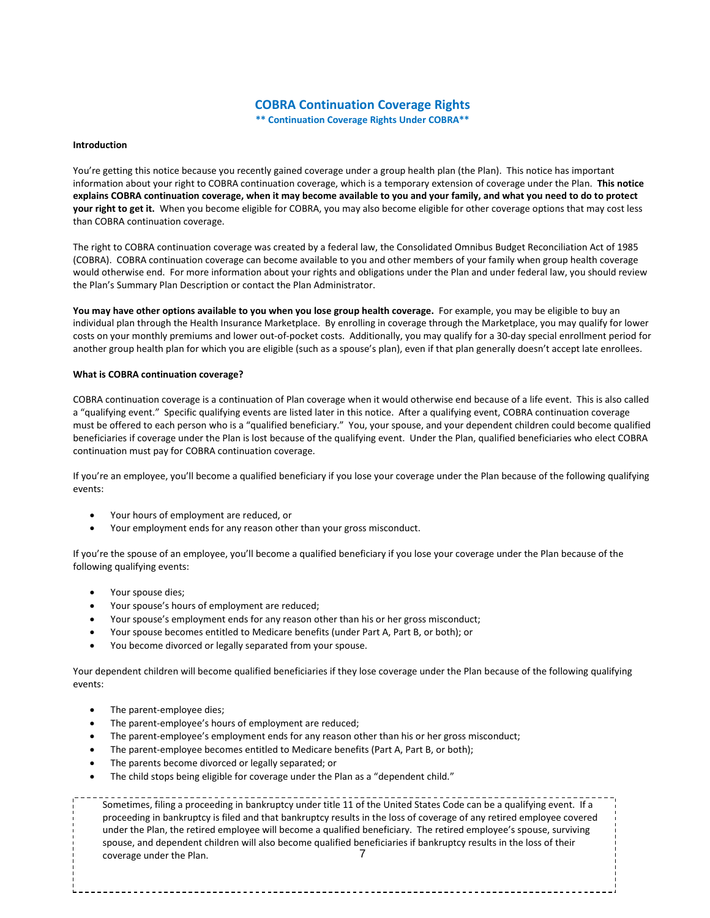# COBRA Continuation Coverage Rights

**\*\* Continuation Coverage Rights Under COBRA\*\***

**Introduction**

You're getting this notice because you recently gained coverage under a group health plan (the Plan). This notice has important information about your right to COBRA continuation coverage, which is a temporary extension of coverage under the Plan. **This notice explains COBRA continuation coverage, when it may become available to you and your family, and what you need to do to protect your right to get it.** When you become eligible for COBRA, you may also become eligible for other coverage options that may cost less than COBRA continuation coverage.

The right to COBRA continuation coverage was created by a federal law, the Consolidated Omnibus Budget Reconciliation Act of 1985 (COBRA). COBRA continuation coverage can become available to you and other members of your family when group health coverage would otherwise end. For more information about your rights and obligations under the Plan and under federal law, you should review the Plan's Summary Plan Description or contact the Plan Administrator.

**You may have other options available to you when you lose group health coverage.** For example, you may be eligible to buy an individual plan through the Health Insurance Marketplace. By enrolling in coverage through the Marketplace, you may qualify for lower costs on your monthly premiums and lower out-of-pocket costs. Additionally, you may qualify for a 30-day special enrollment period for another group health plan for which you are eligible (such as a spouse's plan), even if that plan generally doesn't accept late enrollees.

**What is COBRA continuation coverage?**

COBRA continuation coverage is a continuation of Plan coverage when it would otherwise end because of a life event. This is also called a "qualifying event." Specific qualifying events are listed later in this notice. After a qualifying event, COBRA continuation coverage must be offered to each person who is a "qualified beneficiary." You, your spouse, and your dependent children could become qualified beneficiaries if coverage under the Plan is lost because of the qualifying event. Under the Plan, qualified beneficiaries who elect COBRA continuation must pay for COBRA continuation coverage.

If you're an employee, you'll become a qualified beneficiary if you lose your coverage under the Plan because of the following qualifying events:

- Your hours of employment are reduced, or
- Your employment ends for any reason other than your gross misconduct.

If you're the spouse of an employee, you'll become a qualified beneficiary if you lose your coverage under the Plan because of the following qualifying events:

- Your spouse dies;
- Your spouse's hours of employment are reduced;
- Your spouse's employment ends for any reason other than his or her gross misconduct;
- Your spouse becomes entitled to Medicare benefits (under Part A, Part B, or both); or
- You become divorced or legally separated from your spouse.

Your dependent children will become qualified beneficiaries if they lose coverage under the Plan because of the following qualifying events:

- The parent-employee dies;
- The parent-employee's hours of employment are reduced;
- The parent-employee's employment ends for any reason other than his or her gross misconduct;
- The parent-employee becomes entitled to Medicare benefits (Part A, Part B, or both);
- The parents become divorced or legally separated; or
- The child stops being eligible for coverage under the Plan as a "dependent child."

Sometimes, filing a proceeding in bankruptcy under title 11 of the United States Code can be a qualifying event. If a proceeding in bankruptcy is filed and that bankruptcy results in the loss of coverage of any retired employee covered under the Plan, the retired employee will become a qualified beneficiary. The retired employee's spouse, surviving spouse, and dependent children will also become qualified beneficiaries if bankruptcy results in the loss of their coverage under the Plan.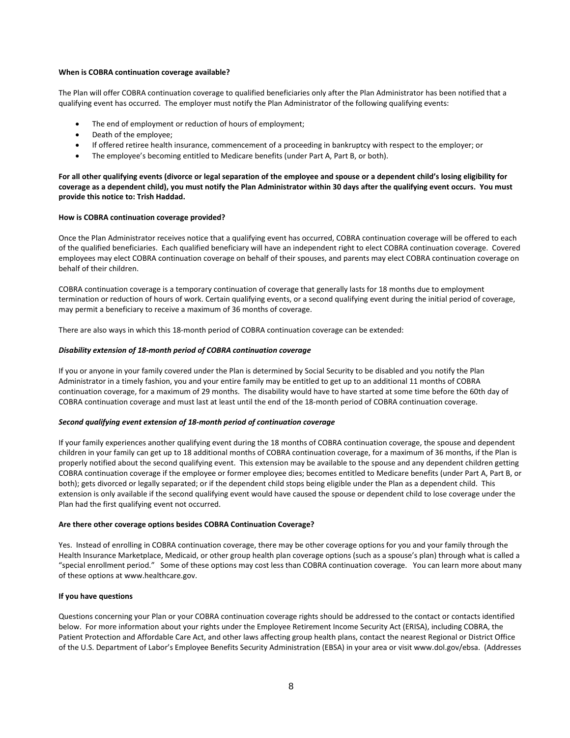**When is COBRA continuation coverage available?**

The Plan will offer COBRA continuation coverage to qualified beneficiaries only after the Plan Administrator has been notified that a qualifying event has occurred. The employer must notify the Plan Administrator of the following qualifying events:

- The end of employment or reduction of hours of employment;
- Death of the employee;
- If offered retiree health insurance, commencement of a proceeding in bankruptcy with respect to the employer; or
- The employee's becoming entitled to Medicare benefits (under Part A, Part B, or both).

**For all other qualifying events (divorce or legal separation of the employee and spouse or a dependent child's losing eligibility for coverage as a dependent child), you must notify the Plan Administrator within 30 days after the qualifying event occurs. You must provide this notice to: Trish Haddad.**

**How is COBRA continuation coverage provided?**

Once the Plan Administrator receives notice that a qualifying event has occurred, COBRA continuation coverage will be offered to each of the qualified beneficiaries. Each qualified beneficiary will have an independent right to elect COBRA continuation coverage. Covered employees may elect COBRA continuation coverage on behalf of their spouses, and parents may elect COBRA continuation coverage on behalf of their children.

COBRA continuation coverage is a temporary continuation of coverage that generally lasts for 18 months due to employment termination or reduction of hours of work. Certain qualifying events, or a second qualifying event during the initial period of coverage, may permit a beneficiary to receive a maximum of 36 months of coverage.

There are also ways in which this 18-month period of COBRA continuation coverage can be extended:

***Disability extension of 18-month period of COBRA continuation coverage***

If you or anyone in your family covered under the Plan is determined by Social Security to be disabled and you notify the Plan Administrator in a timely fashion, you and your entire family may be entitled to get up to an additional 11 months of COBRA continuation coverage, for a maximum of 29 months. The disability would have to have started at some time before the 60th day of COBRA continuation coverage and must last at least until the end of the 18-month period of COBRA continuation coverage.

***Second qualifying event extension of 18-month period of continuation coverage***

If your family experiences another qualifying event during the 18 months of COBRA continuation coverage, the spouse and dependent children in your family can get up to 18 additional months of COBRA continuation coverage, for a maximum of 36 months, if the Plan is properly notified about the second qualifying event. This extension may be available to the spouse and any dependent children getting COBRA continuation coverage if the employee or former employee dies; becomes entitled to Medicare benefits (under Part A, Part B, or both); gets divorced or legally separated; or if the dependent child stops being eligible under the Plan as a dependent child. This extension is only available if the second qualifying event would have caused the spouse or dependent child to lose coverage under the Plan had the first qualifying event not occurred.

**Are there other coverage options besides COBRA Continuation Coverage?**

Yes. Instead of enrolling in COBRA continuation coverage, there may be other coverage options for you and your family through the Health Insurance Marketplace, Medicaid, or other group health plan coverage options (such as a spouse's plan) through what is called a "special enrollment period." Some of these options may cost less than COBRA continuation coverage. You can learn more about many of these options at www.healthcare.gov.

**If you have questions**

Questions concerning your Plan or your COBRA continuation coverage rights should be addressed to the contact or contacts identified below. For more information about your rights under the Employee Retirement Income Security Act (ERISA), including COBRA, the Patient Protection and Affordable Care Act, and other laws affecting group health plans, contact the nearest Regional or District Office of the U.S. Department of Labor's Employee Benefits Security Administration (EBSA) in your area or visit www.dol.gov/ebsa. (Addresses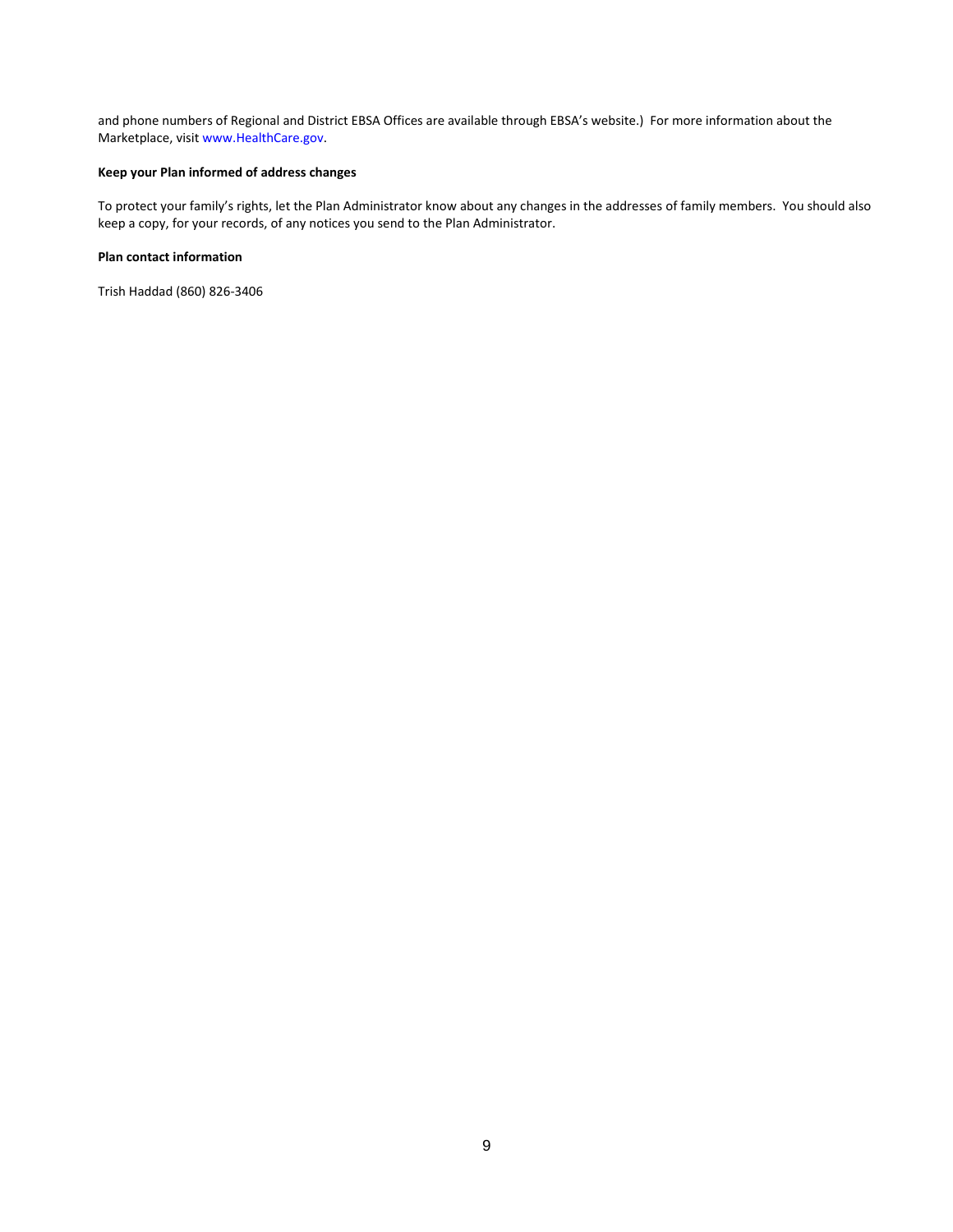and phone numbers of Regional and District EBSA Offices are available through EBSA's website.) For more information about the Marketplace, visit www.HealthCare.gov.

**Keep your Plan informed of address changes**

To protect your family's rights, let the Plan Administrator know about any changes in the addresses of family members. You should also keep a copy, for your records, of any notices you send to the Plan Administrator.

**Plan contact information**

Trish Haddad (860) 826-3406